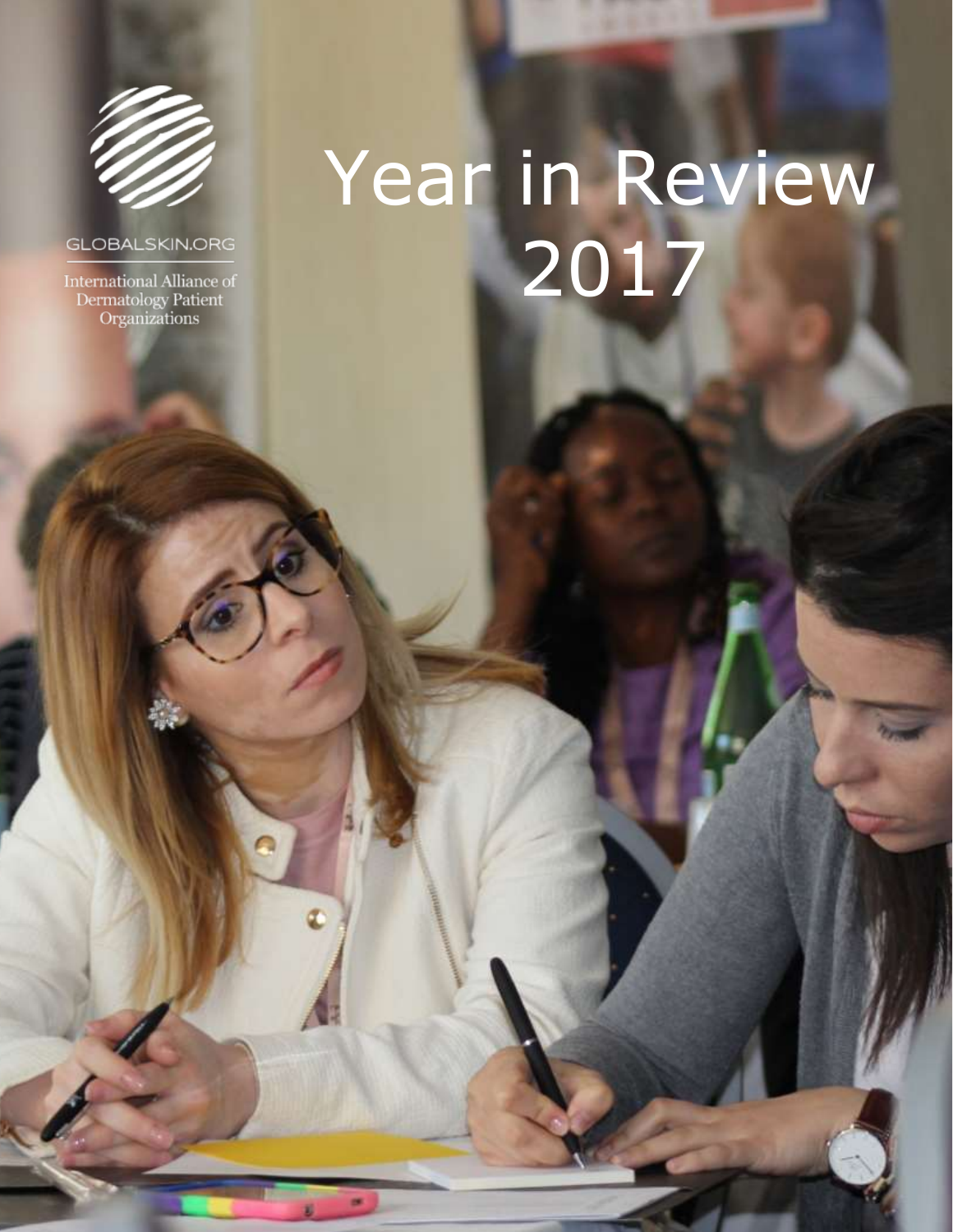GLOBALSKIN.ORG

International Alliance of Dermatology Patient Organizations

# Year in Review 2017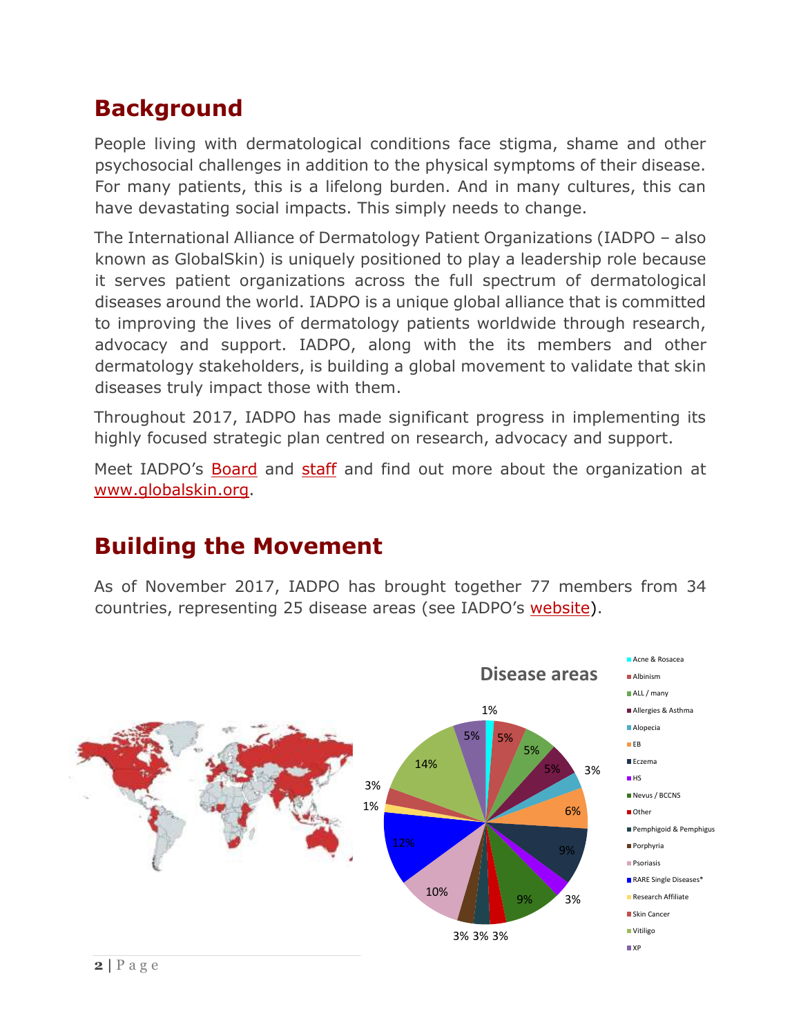## Background

People living with dermatological conditions face stigma, shame and other psychosocial challenges in addition to the physical symptoms of their disease. For many patients, this is a lifelong burden. And in many cultures, this can have devastating social impacts. This simply needs to change.

The International Alliance of Dermatology Patient Organizations (IADPO – also known as GlobalSkin) is uniquely positioned to play a leadership role because it serves patient organizations across the full spectrum of dermatological diseases around the world. IADPO is a unique global alliance that is committed to improving the lives of dermatology patients worldwide through research, advocacy and support. IADPO, along with the its members and other dermatology stakeholders, is building a global movement to validate that skin diseases truly impact those with them.

Throughout 2017, IADPO has made significant progress in implementing its highly focused strategic plan centred on research, advocacy and support.

Meet IADPO's Board and staff and find out more about the organization at www.globalskin.org.

## Building the Movement

As of November 2017, IADPO has brought together 77 members from 34 countries, representing 25 disease areas (see IADPO's website).

**Disease areas**

| Disease area | Share |
| --- | --- |
| Acne & Rosacea | 1% |
| Albinism | 5% |
| ALL / many | 5% |
| Allergies & Asthma | 5% |
| Alopecia | 3% |
| EB | 6% |
| Eczema | 9% |
| HS | 3% |
| Nevus / BCCNS | 9% |
| Other | 3% |
| Pemphigoid & Pemphigus | 3% |
| Porphyria | 3% |
| Psoriasis | 10% |
| RARE Single Diseases* | 12% |
| Research Affiliate | 1% |
| Skin Cancer | 3% |
| Vitiligo | 14% |
| XP | 5% |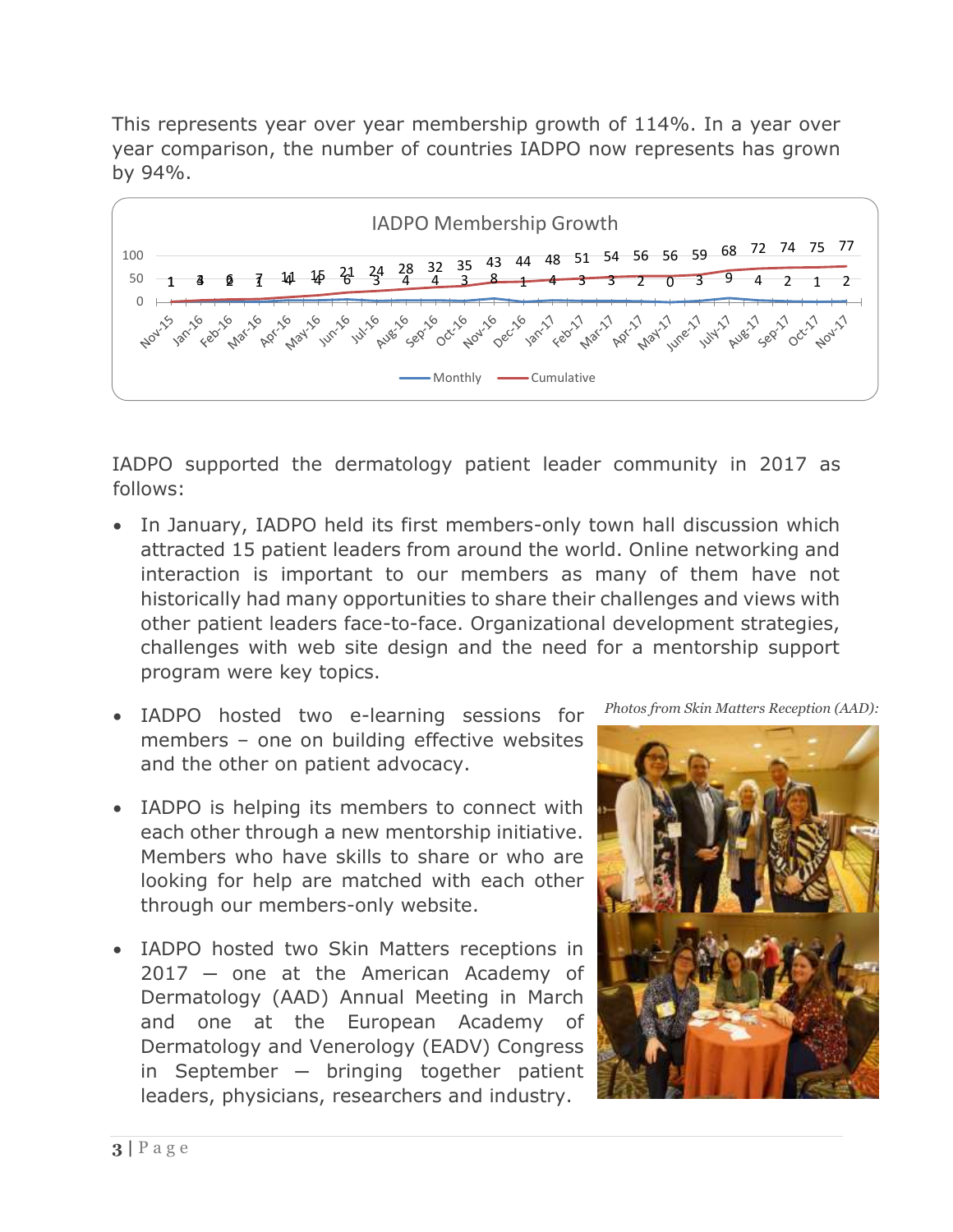This represents year over year membership growth of 114%. In a year over year comparison, the number of countries IADPO now represents has grown by 94%.

IADPO supported the dermatology patient leader community in 2017 as follows:

- In January, IADPO held its first members-only town hall discussion which attracted 15 patient leaders from around the world. Online networking and interaction is important to our members as many of them have not historically had many opportunities to share their challenges and views with other patient leaders face-to-face. Organizational development strategies, challenges with web site design and the need for a mentorship support program were key topics.
- IADPO hosted two e-learning sessions for members – one on building effective websites and the other on patient advocacy.
- IADPO is helping its members to connect with each other through a new mentorship initiative. Members who have skills to share or who are looking for help are matched with each other through our members-only website.
- IADPO hosted two Skin Matters receptions in 2017 — one at the American Academy of Dermatology (AAD) Annual Meeting in March and one at the European Academy of Dermatology and Venerology (EADV) Congress in September — bringing together patient leaders, physicians, researchers and industry.

*Photos from Skin Matters Reception (AAD):*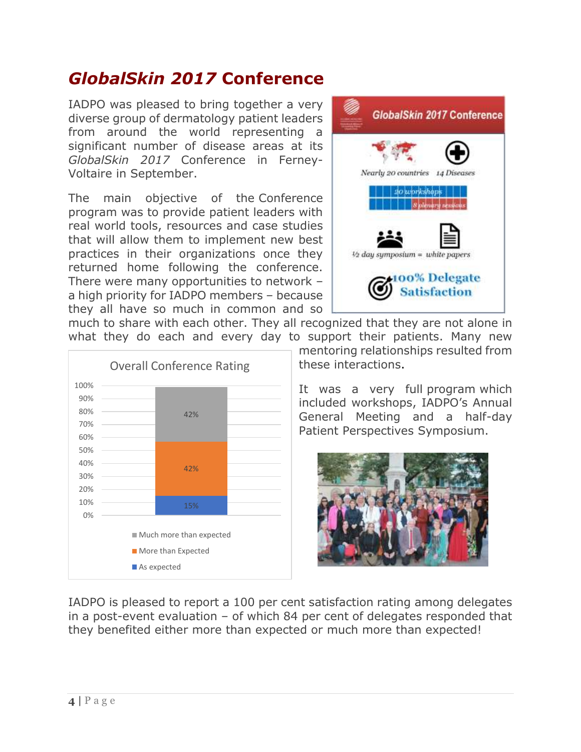# *GlobalSkin 2017* Conference

IADPO was pleased to bring together a very diverse group of dermatology patient leaders from around the world representing a significant number of disease areas at its *GlobalSkin 2017* Conference in Ferney-Voltaire in September.

The main objective of the Conference program was to provide patient leaders with real world tools, resources and case studies that will allow them to implement new best practices in their organizations once they returned home following the conference. There were many opportunities to network – a high priority for IADPO members – because they all have so much in common and so much to share with each other. They all recognized that they are not alone in what they do each and every day to support their patients. Many new mentoring relationships resulted from these interactions.

It was a very full program which included workshops, IADPO's Annual General Meeting and a half-day Patient Perspectives Symposium.

IADPO is pleased to report a 100 per cent satisfaction rating among delegates in a post-event evaluation – of which 84 per cent of delegates responded that they benefited either more than expected or much more than expected!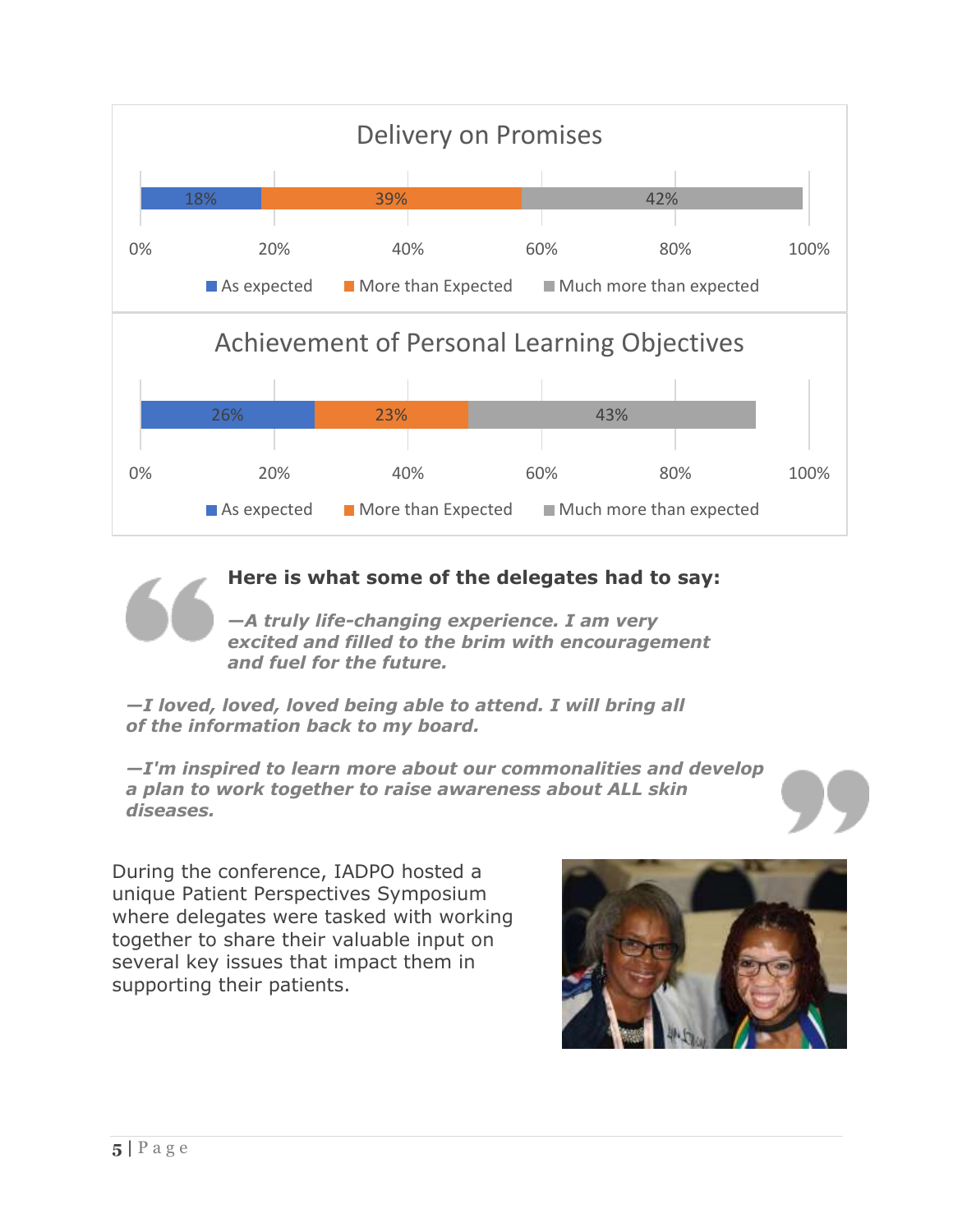## Delivery on Promises

| | As expected | More than Expected | Much more than expected |
|---|---|---|---|
| Delivery on Promises | 18% | 39% | 42% |

## Achievement of Personal Learning Objectives

| | As expected | More than Expected | Much more than expected |
|---|---|---|---|
| Achievement of Personal Learning Objectives | 26% | 23% | 43% |

**Here is what some of the delegates had to say:**

***—A truly life-changing experience. I am very excited and filled to the brim with encouragement and fuel for the future.***

***—I loved, loved, loved being able to attend. I will bring all of the information back to my board.***

***—I'm inspired to learn more about our commonalities and develop a plan to work together to raise awareness about ALL skin diseases.***

During the conference, IADPO hosted a unique Patient Perspectives Symposium where delegates were tasked with working together to share their valuable input on several key issues that impact them in supporting their patients.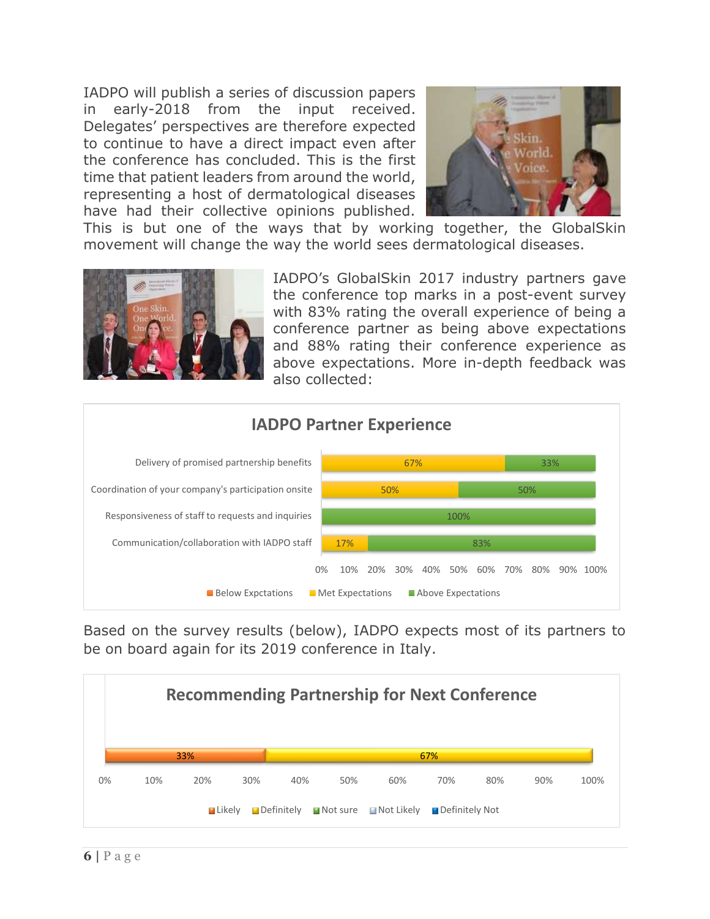IADPO will publish a series of discussion papers in early-2018 from the input received. Delegates' perspectives are therefore expected to continue to have a direct impact even after the conference has concluded. This is the first time that patient leaders from around the world, representing a host of dermatological diseases have had their collective opinions published. This is but one of the ways that by working together, the GlobalSkin movement will change the way the world sees dermatological diseases.

IADPO's GlobalSkin 2017 industry partners gave the conference top marks in a post-event survey with 83% rating the overall experience of being a conference partner as being above expectations and 88% rating their conference experience as above expectations. More in-depth feedback was also collected:

**IADPO Partner Experience**

| | Below Expctations | Met Expectations | Above Expectations |
|---|---|---|---|
| Delivery of promised partnership benefits | | 67% | 33% |
| Coordination of your company's participation onsite | | 50% | 50% |
| Responsiveness of staff to requests and inquiries | | | 100% |
| Communication/collaboration with IADPO staff | | 17% | 83% |

Based on the survey results (below), IADPO expects most of its partners to be on board again for its 2019 conference in Italy.

**Recommending Partnership for Next Conference**

| Likely | Definitely | Not sure | Not Likely | Definitely Not |
|---|---|---|---|---|
| 33% | 67% | | | |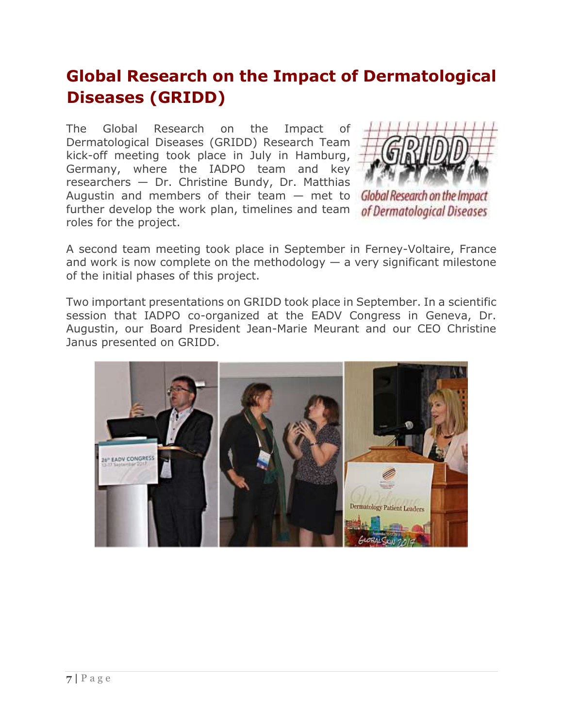# Global Research on the Impact of Dermatological Diseases (GRIDD)

The Global Research on the Impact of Dermatological Diseases (GRIDD) Research Team kick-off meeting took place in July in Hamburg, Germany, where the IADPO team and key researchers — Dr. Christine Bundy, Dr. Matthias Augustin and members of their team — met to further develop the work plan, timelines and team roles for the project.

A second team meeting took place in September in Ferney-Voltaire, France and work is now complete on the methodology — a very significant milestone of the initial phases of this project.

Two important presentations on GRIDD took place in September. In a scientific session that IADPO co-organized at the EADV Congress in Geneva, Dr. Augustin, our Board President Jean-Marie Meurant and our CEO Christine Janus presented on GRIDD.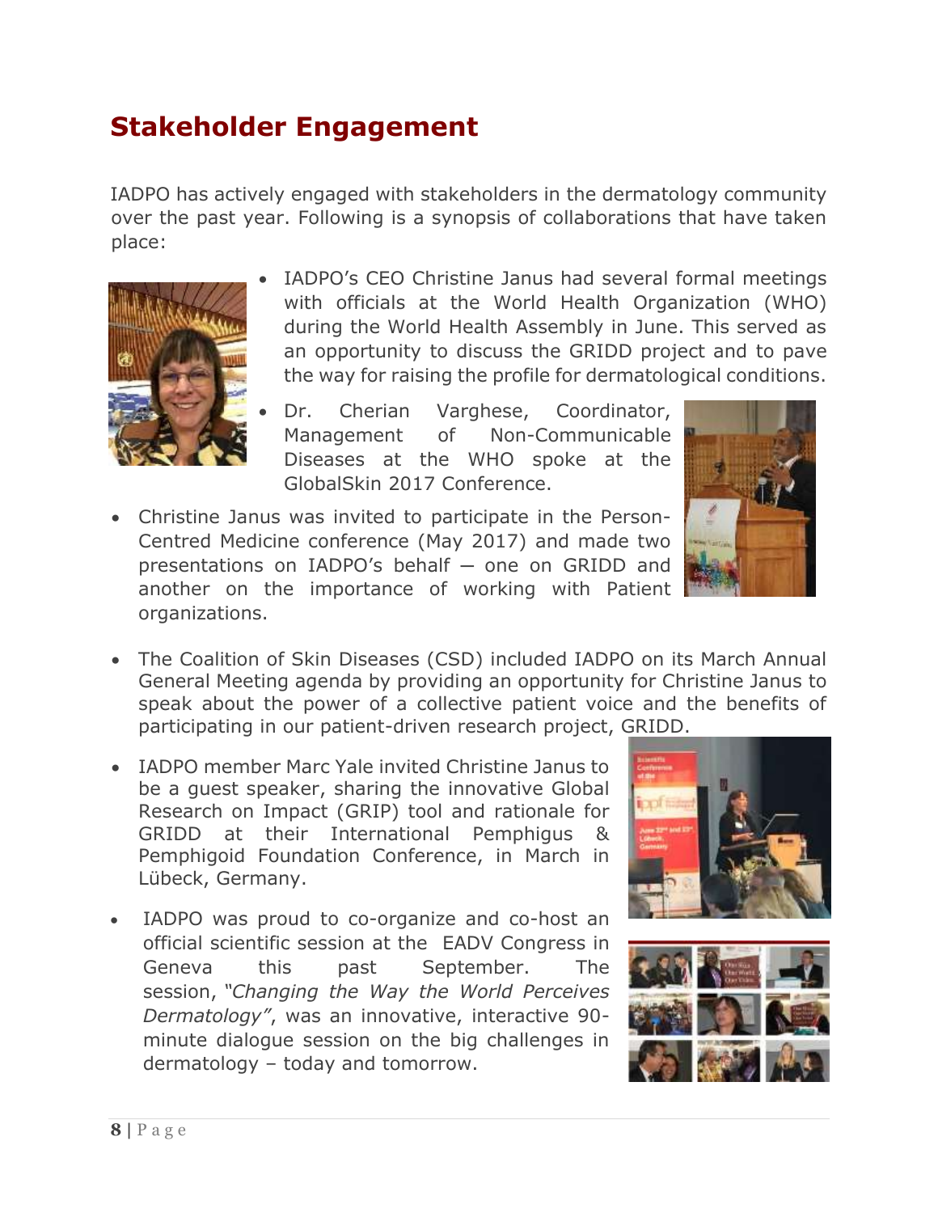## Stakeholder Engagement

IADPO has actively engaged with stakeholders in the dermatology community over the past year. Following is a synopsis of collaborations that have taken place:

- IADPO's CEO Christine Janus had several formal meetings with officials at the World Health Organization (WHO) during the World Health Assembly in June. This served as an opportunity to discuss the GRIDD project and to pave the way for raising the profile for dermatological conditions.
- Dr. Cherian Varghese, Coordinator, Management of Non-Communicable Diseases at the WHO spoke at the GlobalSkin 2017 Conference.
- Christine Janus was invited to participate in the Person-Centred Medicine conference (May 2017) and made two presentations on IADPO's behalf – one on GRIDD and another on the importance of working with Patient organizations.
- The Coalition of Skin Diseases (CSD) included IADPO on its March Annual General Meeting agenda by providing an opportunity for Christine Janus to speak about the power of a collective patient voice and the benefits of participating in our patient-driven research project, GRIDD.
- IADPO member Marc Yale invited Christine Janus to be a guest speaker, sharing the innovative Global Research on Impact (GRIP) tool and rationale for GRIDD at their International Pemphigus & Pemphigoid Foundation Conference, in March in Lübeck, Germany.
- IADPO was proud to co-organize and co-host an official scientific session at the EADV Congress in Geneva this past September. The session, *"Changing the Way the World Perceives Dermatology"*, was an innovative, interactive 90-minute dialogue session on the big challenges in dermatology – today and tomorrow.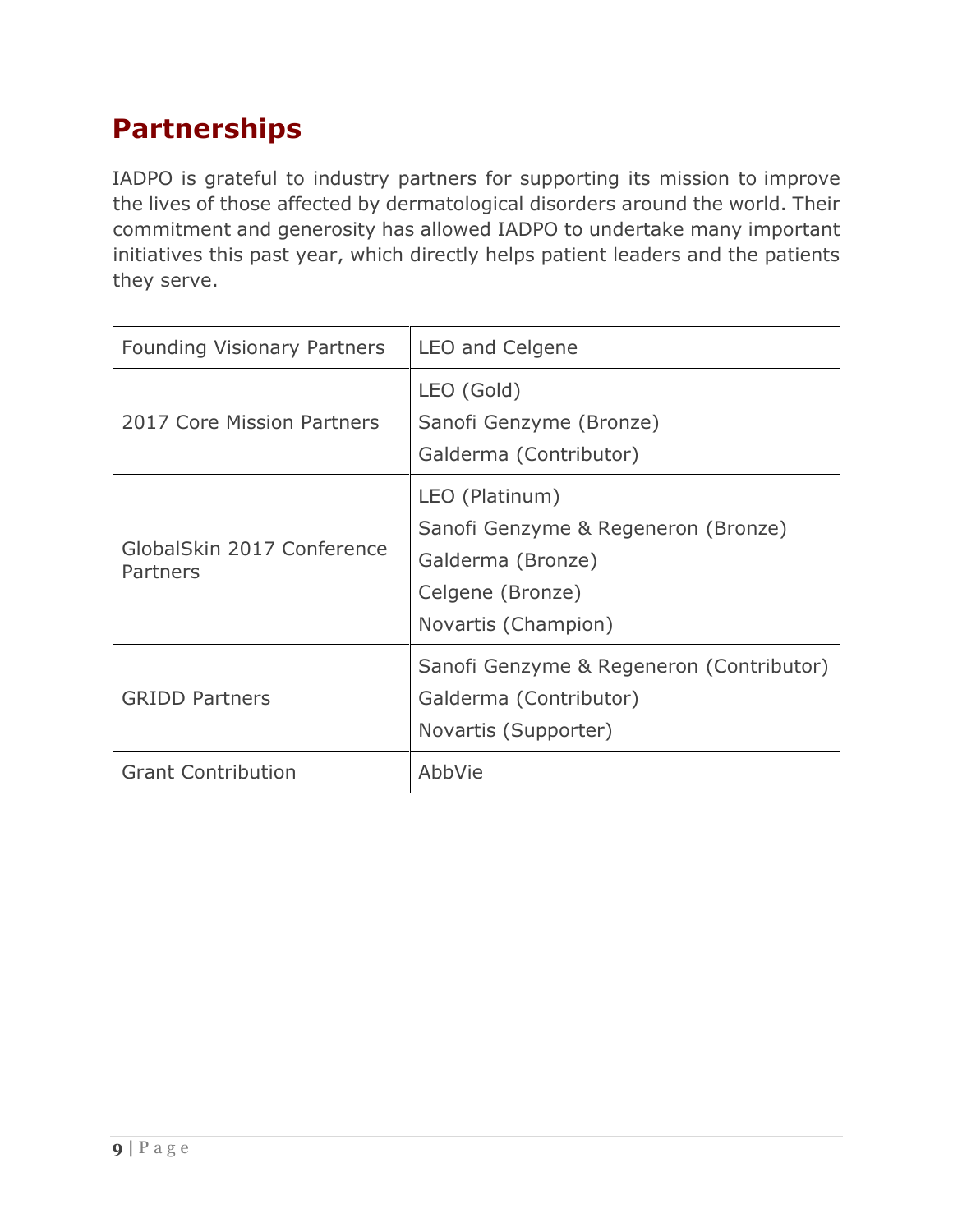## Partnerships

IADPO is grateful to industry partners for supporting its mission to improve the lives of those affected by dermatological disorders around the world. Their commitment and generosity has allowed IADPO to undertake many important initiatives this past year, which directly helps patient leaders and the patients they serve.

| | |
|---|---|
| Founding Visionary Partners | LEO and Celgene |
| 2017 Core Mission Partners | LEO (Gold)<br>Sanofi Genzyme (Bronze)<br>Galderma (Contributor) |
| GlobalSkin 2017 Conference Partners | LEO (Platinum)<br>Sanofi Genzyme & Regeneron (Bronze)<br>Galderma (Bronze)<br>Celgene (Bronze)<br>Novartis (Champion) |
| GRIDD Partners | Sanofi Genzyme & Regeneron (Contributor)<br>Galderma (Contributor)<br>Novartis (Supporter) |
| Grant Contribution | AbbVie |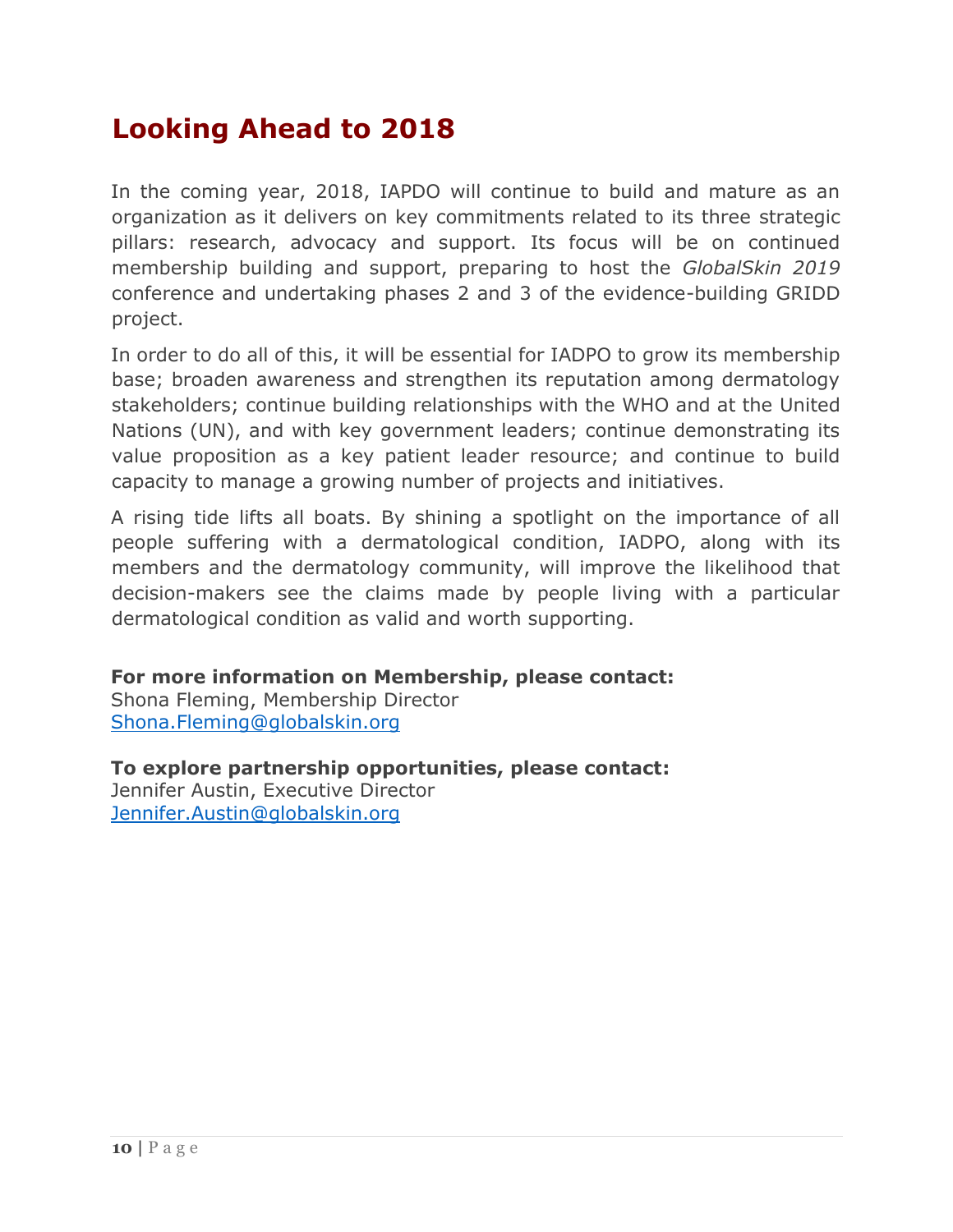# Looking Ahead to 2018

In the coming year, 2018, IAPDO will continue to build and mature as an organization as it delivers on key commitments related to its three strategic pillars: research, advocacy and support. Its focus will be on continued membership building and support, preparing to host the *GlobalSkin 2019* conference and undertaking phases 2 and 3 of the evidence-building GRIDD project.

In order to do all of this, it will be essential for IADPO to grow its membership base; broaden awareness and strengthen its reputation among dermatology stakeholders; continue building relationships with the WHO and at the United Nations (UN), and with key government leaders; continue demonstrating its value proposition as a key patient leader resource; and continue to build capacity to manage a growing number of projects and initiatives.

A rising tide lifts all boats. By shining a spotlight on the importance of all people suffering with a dermatological condition, IADPO, along with its members and the dermatology community, will improve the likelihood that decision-makers see the claims made by people living with a particular dermatological condition as valid and worth supporting.

**For more information on Membership, please contact:**
Shona Fleming, Membership Director
Shona.Fleming@globalskin.org

**To explore partnership opportunities, please contact:**
Jennifer Austin, Executive Director
Jennifer.Austin@globalskin.org